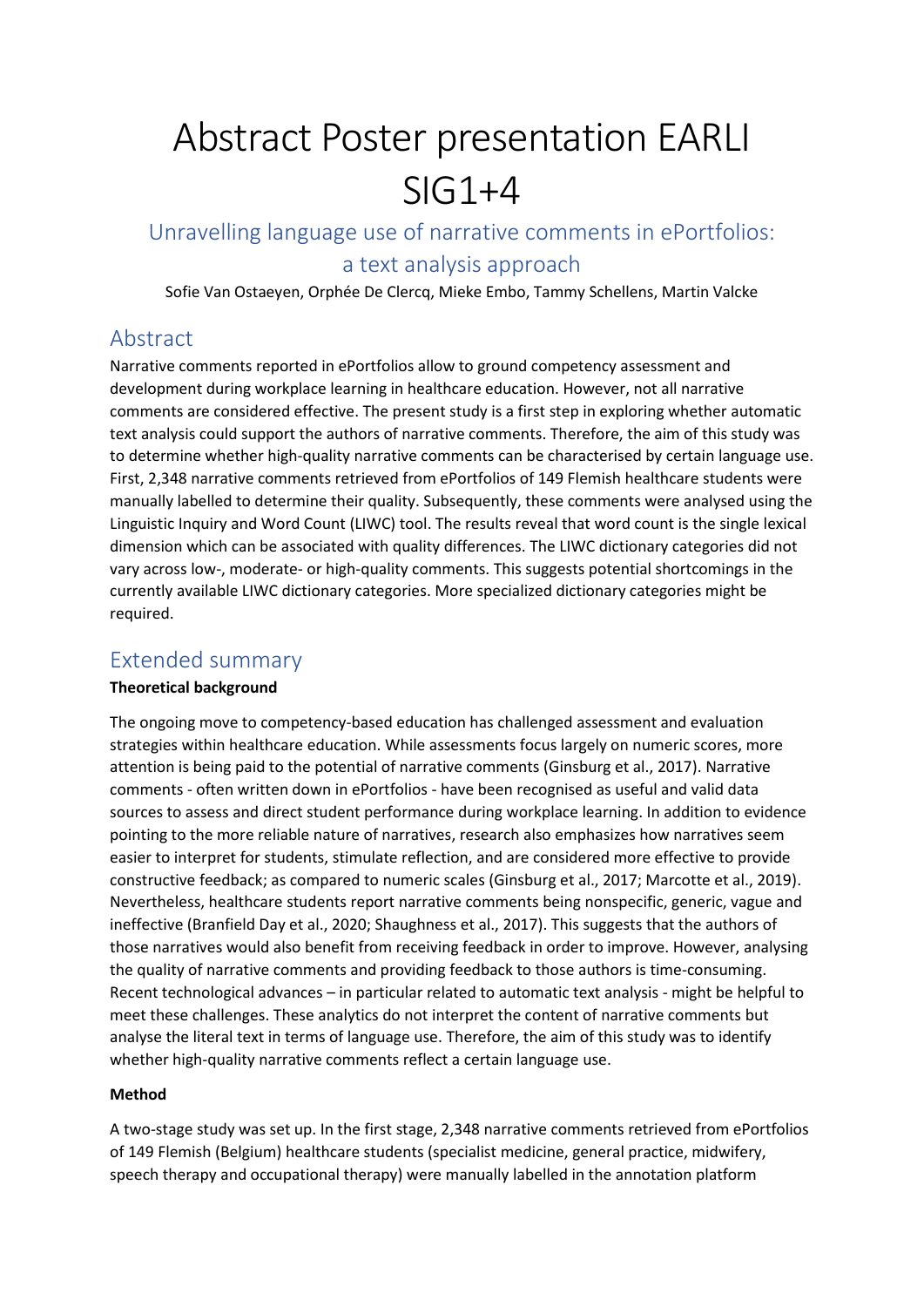# Abstract Poster presentation EARLI SIG1+4

## Unravelling language use of narrative comments in ePortfolios: a text analysis approach

Sofie Van Ostaeyen, Orphée De Clercq, Mieke Embo, Tammy Schellens, Martin Valcke

## Abstract

Narrative comments reported in ePortfolios allow to ground competency assessment and development during workplace learning in healthcare education. However, not all narrative comments are considered effective. The present study is a first step in exploring whether automatic text analysis could support the authors of narrative comments. Therefore, the aim of this study was to determine whether high-quality narrative comments can be characterised by certain language use. First, 2,348 narrative comments retrieved from ePortfolios of 149 Flemish healthcare students were manually labelled to determine their quality. Subsequently, these comments were analysed using the Linguistic Inquiry and Word Count (LIWC) tool. The results reveal that word count is the single lexical dimension which can be associated with quality differences. The LIWC dictionary categories did not vary across low-, moderate- or high-quality comments. This suggests potential shortcomings in the currently available LIWC dictionary categories. More specialized dictionary categories might be required.

## Extended summary

**Theoretical background**

The ongoing move to competency-based education has challenged assessment and evaluation strategies within healthcare education. While assessments focus largely on numeric scores, more attention is being paid to the potential of narrative comments (Ginsburg et al., 2017). Narrative comments - often written down in ePortfolios - have been recognised as useful and valid data sources to assess and direct student performance during workplace learning. In addition to evidence pointing to the more reliable nature of narratives, research also emphasizes how narratives seem easier to interpret for students, stimulate reflection, and are considered more effective to provide constructive feedback; as compared to numeric scales (Ginsburg et al., 2017; Marcotte et al., 2019). Nevertheless, healthcare students report narrative comments being nonspecific, generic, vague and ineffective (Branfield Day et al., 2020; Shaughness et al., 2017). This suggests that the authors of those narratives would also benefit from receiving feedback in order to improve. However, analysing the quality of narrative comments and providing feedback to those authors is time-consuming. Recent technological advances – in particular related to automatic text analysis - might be helpful to meet these challenges. These analytics do not interpret the content of narrative comments but analyse the literal text in terms of language use. Therefore, the aim of this study was to identify whether high-quality narrative comments reflect a certain language use.

**Method**

A two-stage study was set up. In the first stage, 2,348 narrative comments retrieved from ePortfolios of 149 Flemish (Belgium) healthcare students (specialist medicine, general practice, midwifery, speech therapy and occupational therapy) were manually labelled in the annotation platform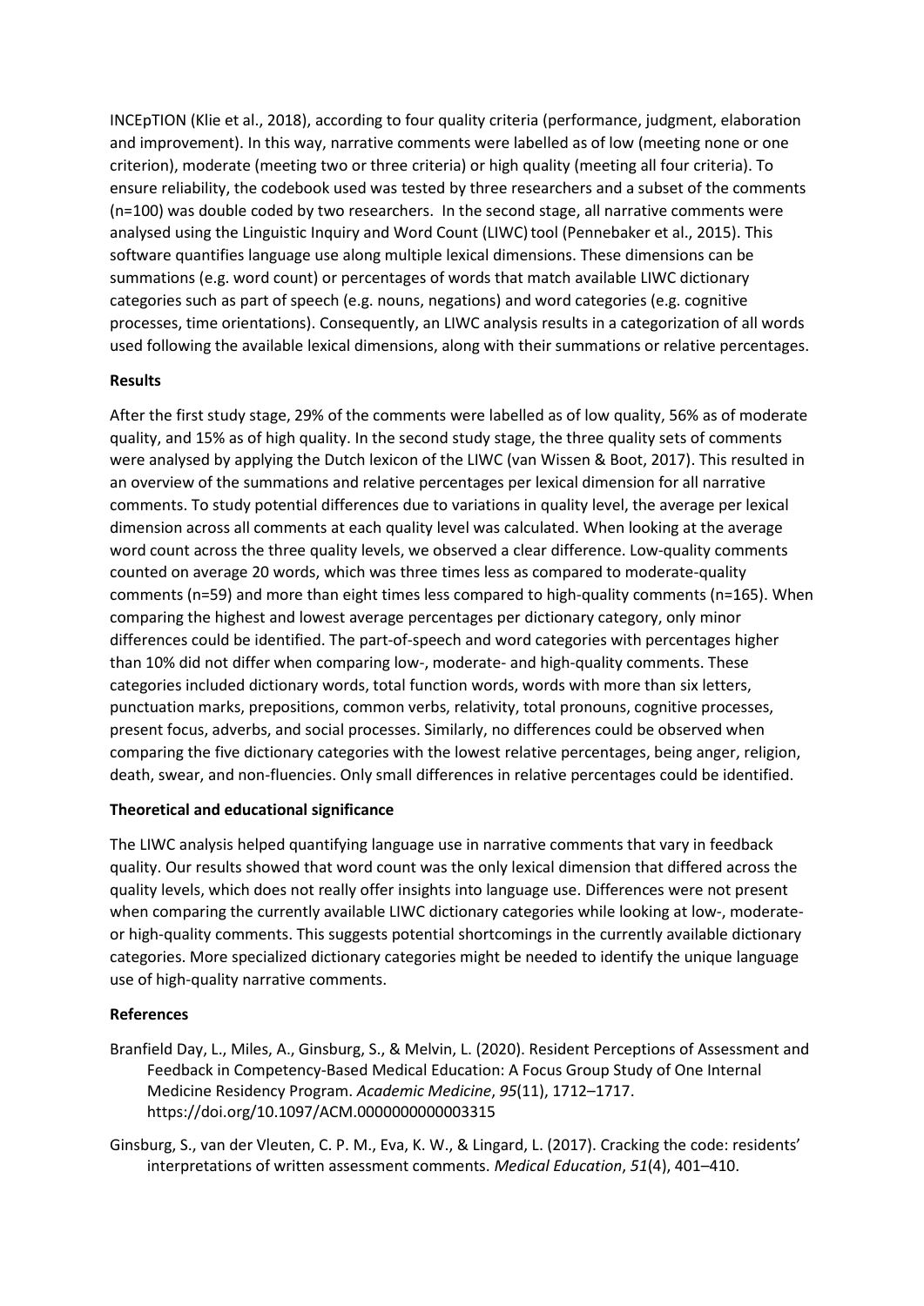INCEpTION (Klie et al., 2018), according to four quality criteria (performance, judgment, elaboration and improvement). In this way, narrative comments were labelled as of low (meeting none or one criterion), moderate (meeting two or three criteria) or high quality (meeting all four criteria). To ensure reliability, the codebook used was tested by three researchers and a subset of the comments (n=100) was double coded by two researchers. In the second stage, all narrative comments were analysed using the Linguistic Inquiry and Word Count (LIWC) tool (Pennebaker et al., 2015). This software quantifies language use along multiple lexical dimensions. These dimensions can be summations (e.g. word count) or percentages of words that match available LIWC dictionary categories such as part of speech (e.g. nouns, negations) and word categories (e.g. cognitive processes, time orientations). Consequently, an LIWC analysis results in a categorization of all words used following the available lexical dimensions, along with their summations or relative percentages.

**Results**

After the first study stage, 29% of the comments were labelled as of low quality, 56% as of moderate quality, and 15% as of high quality. In the second study stage, the three quality sets of comments were analysed by applying the Dutch lexicon of the LIWC (van Wissen & Boot, 2017). This resulted in an overview of the summations and relative percentages per lexical dimension for all narrative comments. To study potential differences due to variations in quality level, the average per lexical dimension across all comments at each quality level was calculated. When looking at the average word count across the three quality levels, we observed a clear difference. Low-quality comments counted on average 20 words, which was three times less as compared to moderate-quality comments (n=59) and more than eight times less compared to high-quality comments (n=165). When comparing the highest and lowest average percentages per dictionary category, only minor differences could be identified. The part-of-speech and word categories with percentages higher than 10% did not differ when comparing low-, moderate- and high-quality comments. These categories included dictionary words, total function words, words with more than six letters, punctuation marks, prepositions, common verbs, relativity, total pronouns, cognitive processes, present focus, adverbs, and social processes. Similarly, no differences could be observed when comparing the five dictionary categories with the lowest relative percentages, being anger, religion, death, swear, and non-fluencies. Only small differences in relative percentages could be identified.

**Theoretical and educational significance**

The LIWC analysis helped quantifying language use in narrative comments that vary in feedback quality. Our results showed that word count was the only lexical dimension that differed across the quality levels, which does not really offer insights into language use. Differences were not present when comparing the currently available LIWC dictionary categories while looking at low-, moderate- or high-quality comments. This suggests potential shortcomings in the currently available dictionary categories. More specialized dictionary categories might be needed to identify the unique language use of high-quality narrative comments.

**References**

Branfield Day, L., Miles, A., Ginsburg, S., & Melvin, L. (2020). Resident Perceptions of Assessment and Feedback in Competency-Based Medical Education: A Focus Group Study of One Internal Medicine Residency Program. *Academic Medicine*, *95*(11), 1712–1717. https://doi.org/10.1097/ACM.0000000000003315

Ginsburg, S., van der Vleuten, C. P. M., Eva, K. W., & Lingard, L. (2017). Cracking the code: residents' interpretations of written assessment comments. *Medical Education*, *51*(4), 401–410.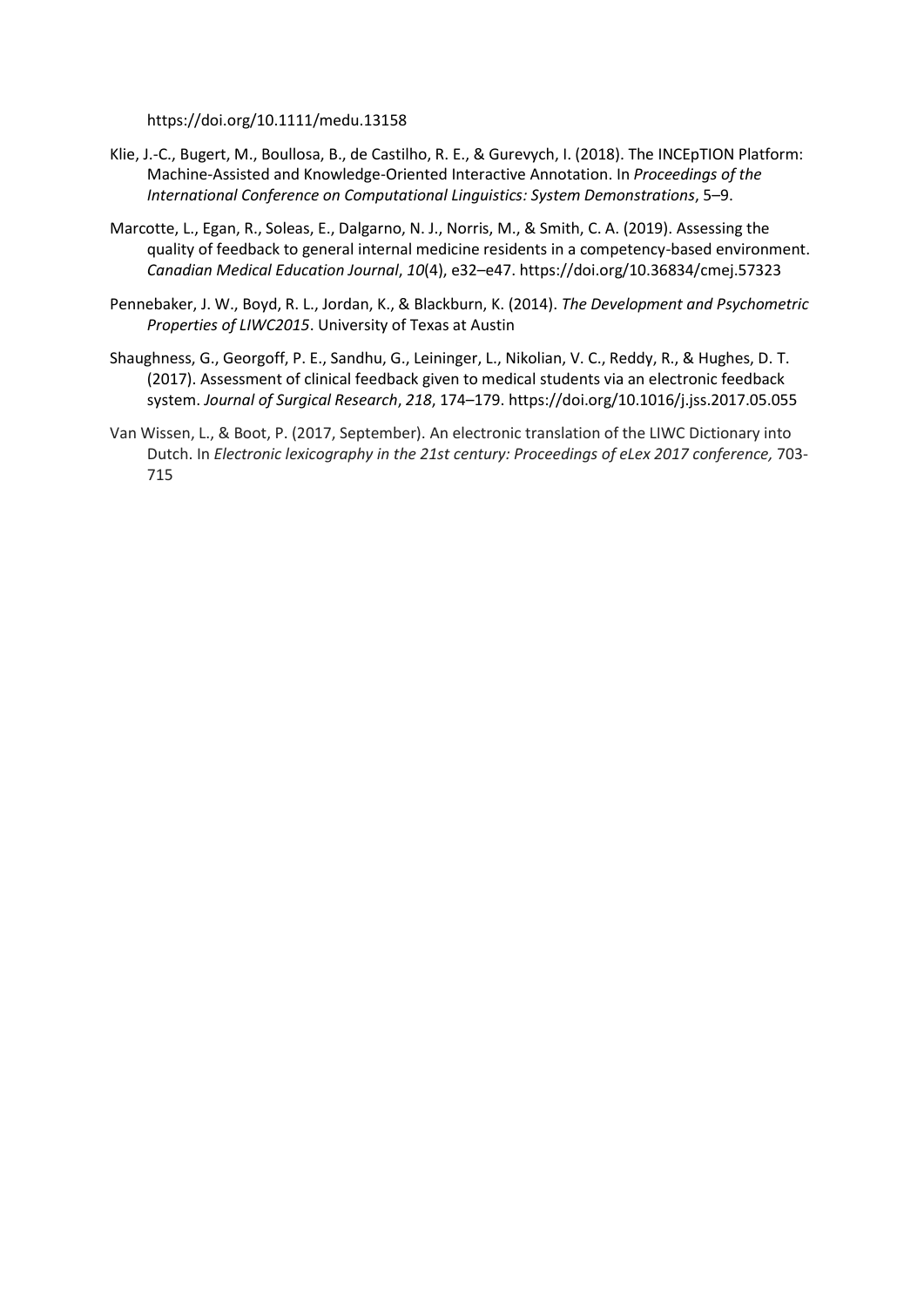https://doi.org/10.1111/medu.13158

Klie, J.-C., Bugert, M., Boullosa, B., de Castilho, R. E., & Gurevych, I. (2018). The INCEpTION Platform: Machine-Assisted and Knowledge-Oriented Interactive Annotation. In *Proceedings of the International Conference on Computational Linguistics: System Demonstrations*, 5–9.

Marcotte, L., Egan, R., Soleas, E., Dalgarno, N. J., Norris, M., & Smith, C. A. (2019). Assessing the quality of feedback to general internal medicine residents in a competency-based environment. *Canadian Medical Education Journal*, *10*(4), e32–e47. https://doi.org/10.36834/cmej.57323

Pennebaker, J. W., Boyd, R. L., Jordan, K., & Blackburn, K. (2014). *The Development and Psychometric Properties of LIWC2015*. University of Texas at Austin

Shaughness, G., Georgoff, P. E., Sandhu, G., Leininger, L., Nikolian, V. C., Reddy, R., & Hughes, D. T. (2017). Assessment of clinical feedback given to medical students via an electronic feedback system. *Journal of Surgical Research*, *218*, 174–179. https://doi.org/10.1016/j.jss.2017.05.055

Van Wissen, L., & Boot, P. (2017, September). An electronic translation of the LIWC Dictionary into Dutch. In *Electronic lexicography in the 21st century: Proceedings of eLex 2017 conference,* 703-715